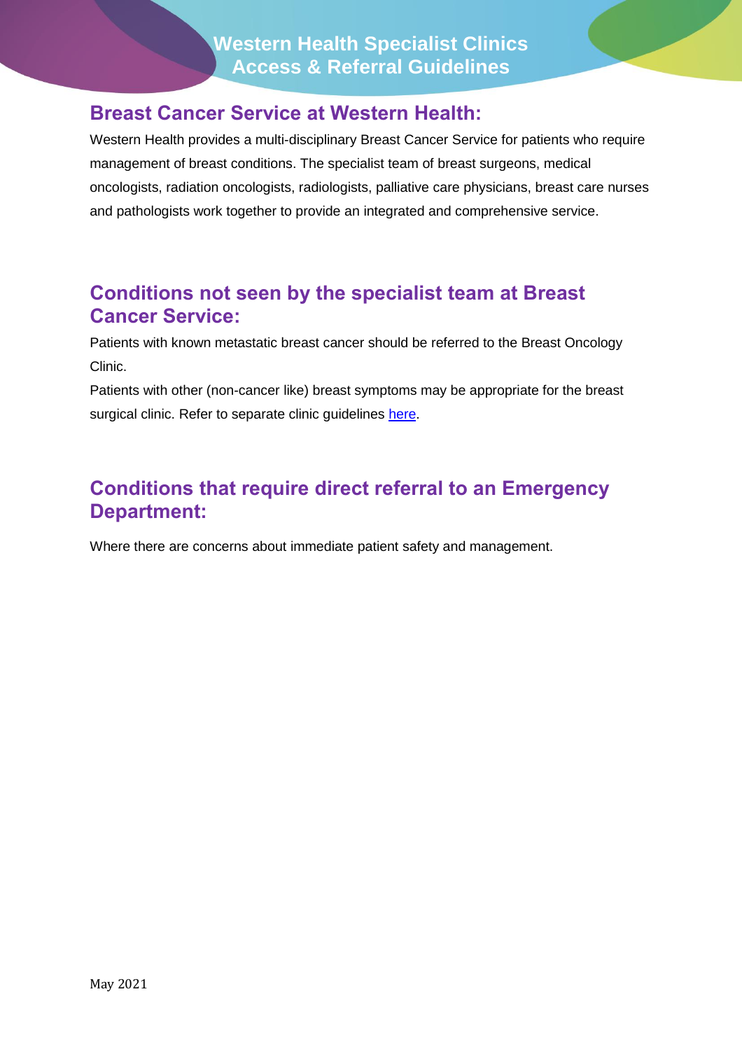# Western Health Specialist Clinics Access & Referral Guidelines

## Breast Cancer Service at Western Health:

Western Health provides a multi-disciplinary Breast Cancer Service for patients who require management of breast conditions. The specialist team of breast surgeons, medical oncologists, radiation oncologists, radiologists, palliative care physicians, breast care nurses and pathologists work together to provide an integrated and comprehensive service.

## Conditions not seen by the specialist team at Breast Cancer Service:

Patients with known metastatic breast cancer should be referred to the Breast Oncology Clinic.

Patients with other (non-cancer like) breast symptoms may be appropriate for the breast surgical clinic. Refer to separate clinic guidelines here.

## Conditions that require direct referral to an Emergency Department:

Where there are concerns about immediate patient safety and management.

May 2021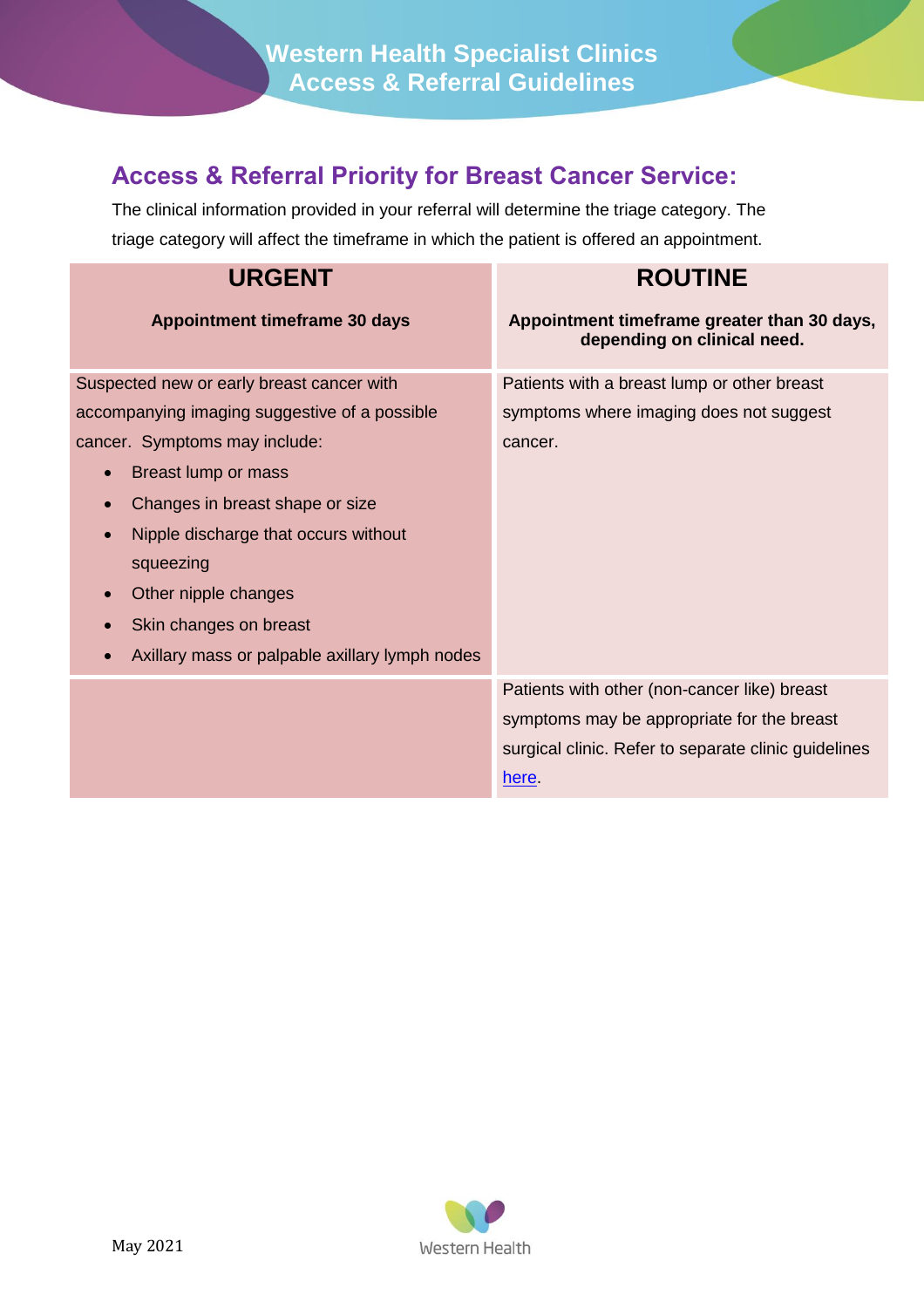# Western Health Specialist Clinics Access & Referral Guidelines

## Access & Referral Priority for Breast Cancer Service:

The clinical information provided in your referral will determine the triage category. The triage category will affect the timeframe in which the patient is offered an appointment.

| URGENT<br>**Appointment timeframe 30 days** | ROUTINE<br>**Appointment timeframe greater than 30 days, depending on clinical need.** |
|---|---|
| Suspected new or early breast cancer with accompanying imaging suggestive of a possible cancer. Symptoms may include:<br>• Breast lump or mass<br>• Changes in breast shape or size<br>• Nipple discharge that occurs without squeezing<br>• Other nipple changes<br>• Skin changes on breast<br>• Axillary mass or palpable axillary lymph nodes | Patients with a breast lump or other breast symptoms where imaging does not suggest cancer. |
| | Patients with other (non-cancer like) breast symptoms may be appropriate for the breast surgical clinic. Refer to separate clinic guidelines here. |

May 2021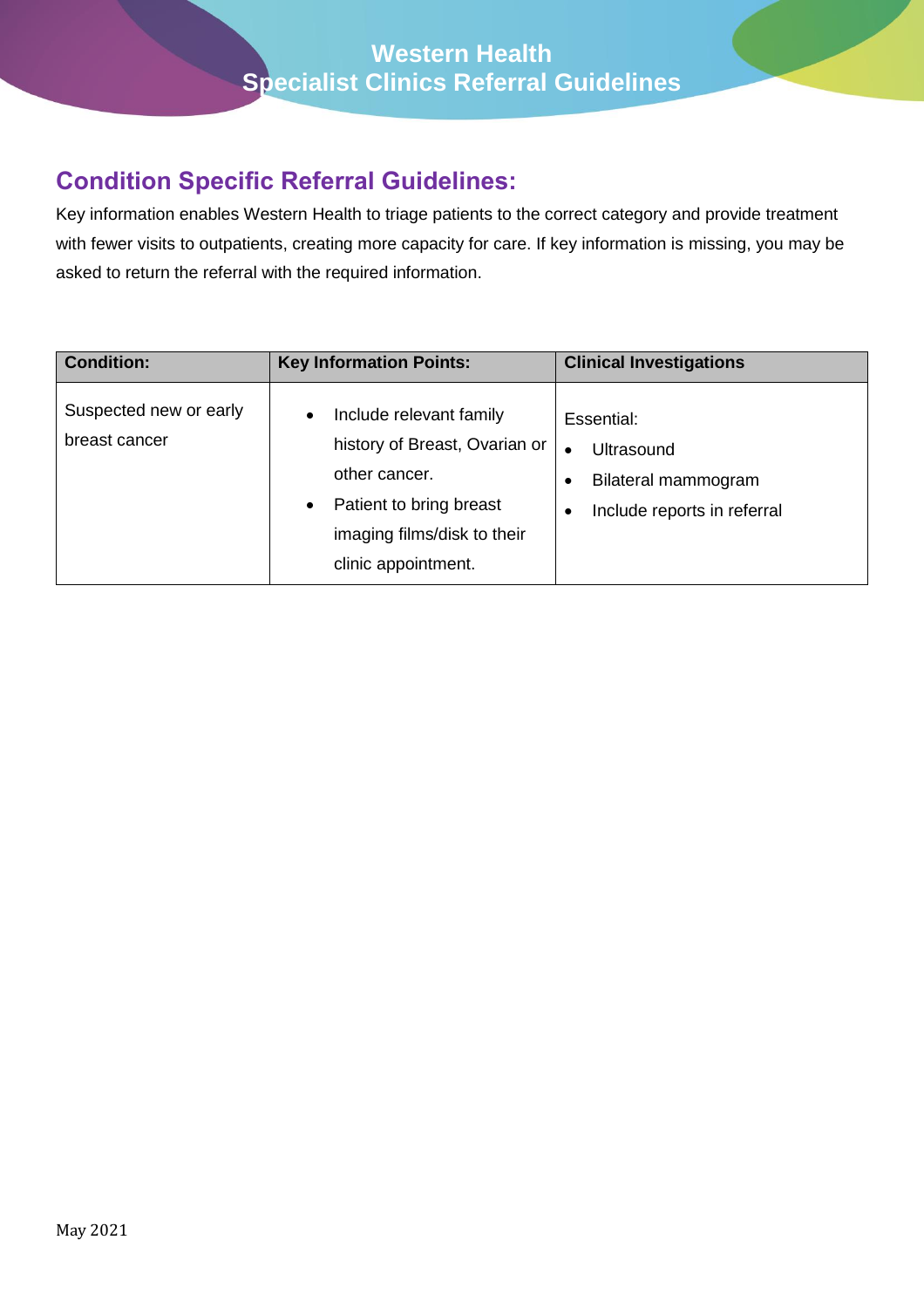## Condition Specific Referral Guidelines:

Key information enables Western Health to triage patients to the correct category and provide treatment with fewer visits to outpatients, creating more capacity for care. If key information is missing, you may be asked to return the referral with the required information.

| Condition: | Key Information Points: | Clinical Investigations |
|---|---|---|
| Suspected new or early breast cancer | • Include relevant family history of Breast, Ovarian or other cancer.<br>• Patient to bring breast imaging films/disk to their clinic appointment. | Essential:<br>• Ultrasound<br>• Bilateral mammogram<br>• Include reports in referral |

May 2021